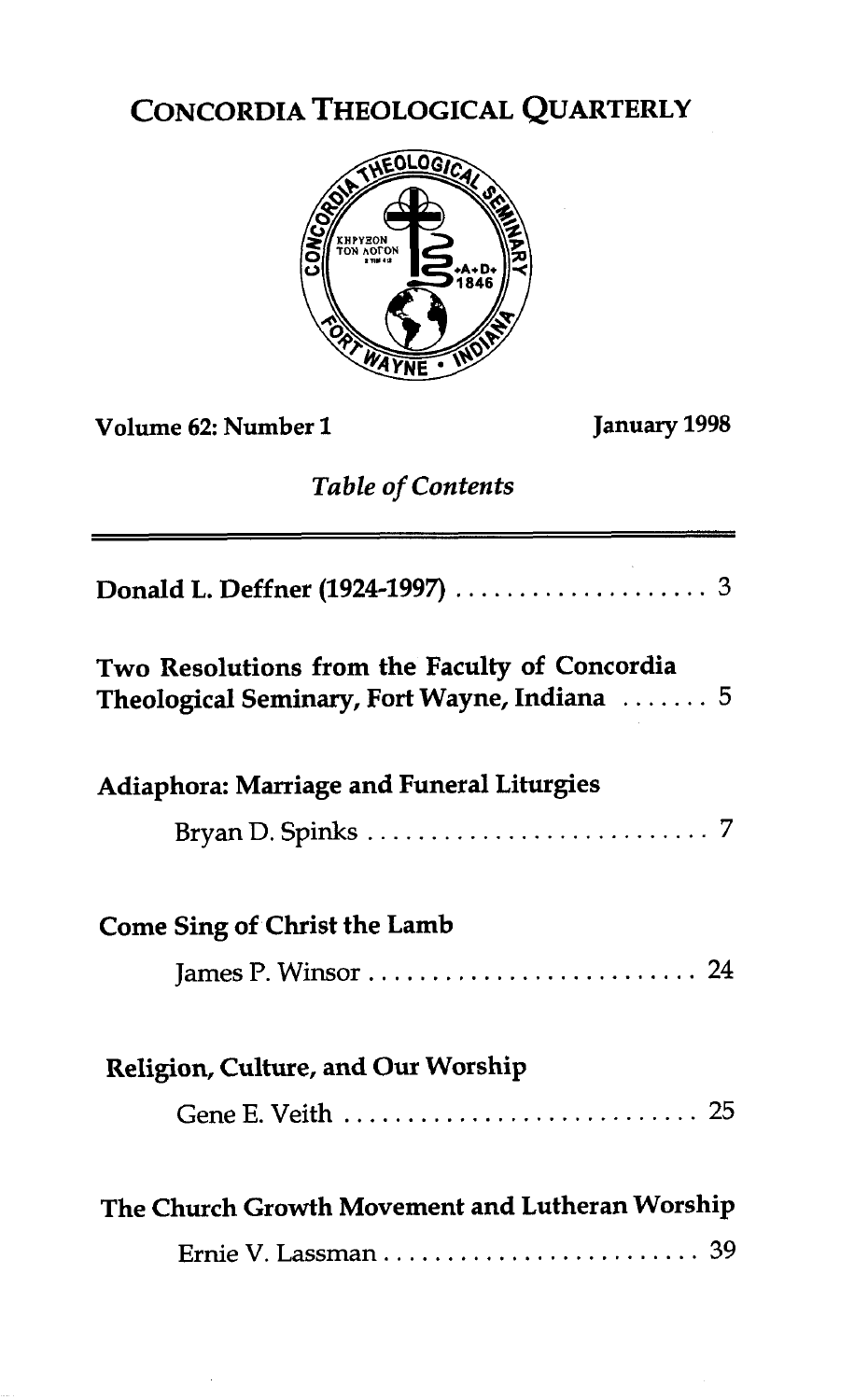# CONCORDIA THEOLOGICAL QUARTERLY

**Volume 62: Number 1** **January 1998**

*Table of Contents*

**Donald L. Deffner (1924-1997)** .................... 3

**Two Resolutions from the Faculty of Concordia Theological Seminary, Fort Wayne, Indiana** ....... 5

**Adiaphora: Marriage and Funeral Liturgies**

Bryan D. Spinks ............................ 7

**Come Sing of Christ the Lamb**

James P. Winsor ........................... 24

**Religion, Culture, and Our Worship**

Gene E. Veith ............................. 25

**The Church Growth Movement and Lutheran Worship**

Ernie V. Lassman .......................... 39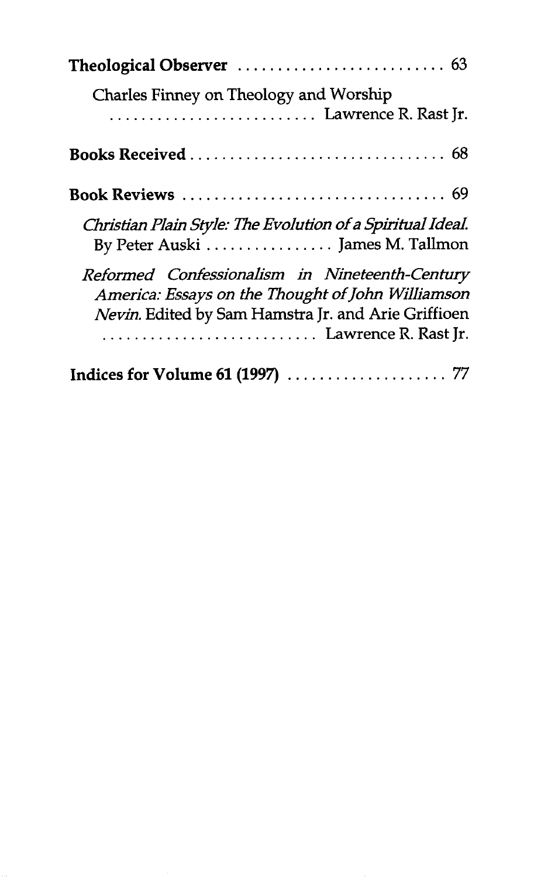**Theological Observer** .......................... 63

Charles Finney on Theology and Worship
.......................... Lawrence R. Rast Jr.

**Books Received** ................................ 68

**Book Reviews** .................................. 69

*Christian Plain Style: The Evolution of a Spiritual Ideal.* By Peter Auski ................ James M. Tallmon

*Reformed Confessionalism in Nineteenth-Century America: Essays on the Thought of John Williamson Nevin.* Edited by Sam Hamstra Jr. and Arie Griffioen
.......................... Lawrence R. Rast Jr.

**Indices for Volume 61 (1997)** .................... 77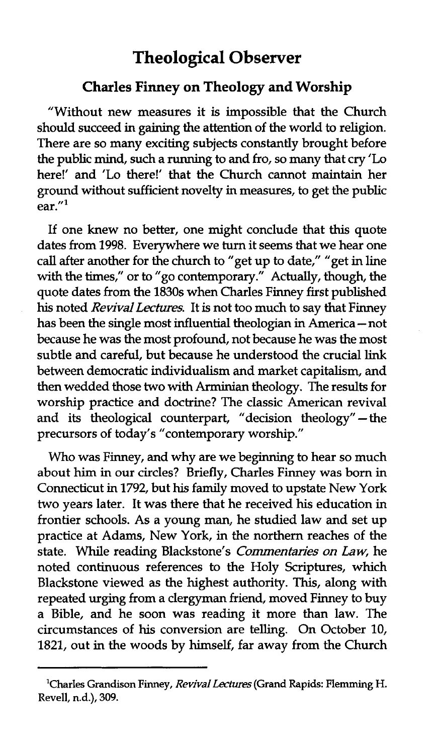# Theological Observer

## Charles Finney on Theology and Worship

"Without new measures it is impossible that the Church should succeed in gaining the attention of the world to religion. There are so many exciting subjects constantly brought before the public mind, such a running to and fro, so many that cry 'Lo here!' and 'Lo there!' that the Church cannot maintain her ground without sufficient novelty in measures, to get the public ear."[1]

If one knew no better, one might conclude that this quote dates from 1998. Everywhere we turn it seems that we hear one call after another for the church to "get up to date," "get in line with the times," or to "go contemporary." Actually, though, the quote dates from the 1830s when Charles Finney first published his noted *Revival Lectures*. It is not too much to say that Finney has been the single most influential theologian in America—not because he was the most profound, not because he was the most subtle and careful, but because he understood the crucial link between democratic individualism and market capitalism, and then wedded those two with Arminian theology. The results for worship practice and doctrine? The classic American revival and its theological counterpart, "decision theology"—the precursors of today's "contemporary worship."

Who was Finney, and why are we beginning to hear so much about him in our circles? Briefly, Charles Finney was born in Connecticut in 1792, but his family moved to upstate New York two years later. It was there that he received his education in frontier schools. As a young man, he studied law and set up practice at Adams, New York, in the northern reaches of the state. While reading Blackstone's *Commentaries on Law*, he noted continuous references to the Holy Scriptures, which Blackstone viewed as the highest authority. This, along with repeated urging from a clergyman friend, moved Finney to buy a Bible, and he soon was reading it more than law. The circumstances of his conversion are telling. On October 10, 1821, out in the woods by himself, far away from the Church

---

[1] Charles Grandison Finney, *Revival Lectures* (Grand Rapids: Flemming H. Revell, n.d.), 309.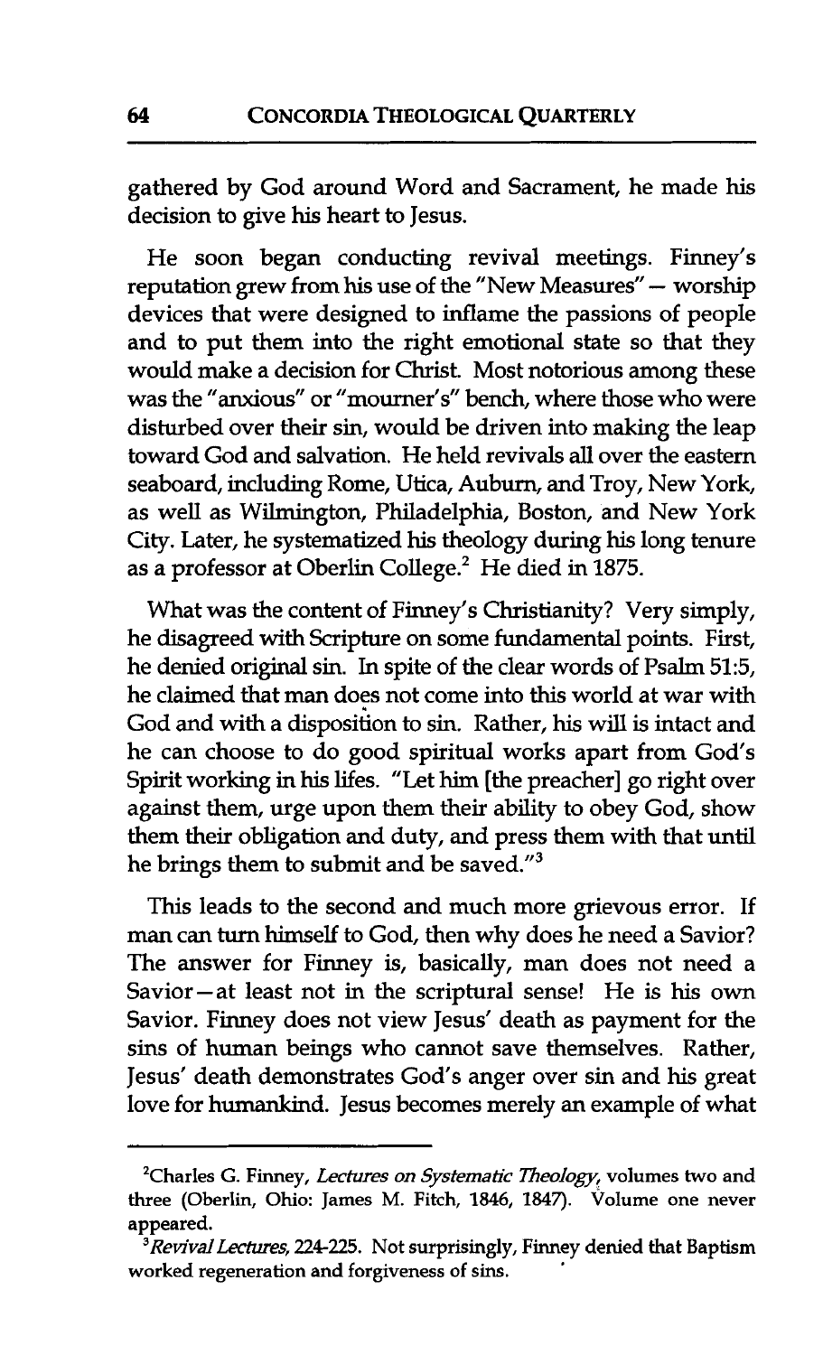gathered by God around Word and Sacrament, he made his decision to give his heart to Jesus.

He soon began conducting revival meetings. Finney's reputation grew from his use of the "New Measures" — worship devices that were designed to inflame the passions of people and to put them into the right emotional state so that they would make a decision for Christ. Most notorious among these was the "anxious" or "mourner's" bench, where those who were disturbed over their sin, would be driven into making the leap toward God and salvation. He held revivals all over the eastern seaboard, including Rome, Utica, Auburn, and Troy, New York, as well as Wilmington, Philadelphia, Boston, and New York City. Later, he systematized his theology during his long tenure as a professor at Oberlin College.[2] He died in 1875.

What was the content of Finney's Christianity? Very simply, he disagreed with Scripture on some fundamental points. First, he denied original sin. In spite of the clear words of Psalm 51:5, he claimed that man does not come into this world at war with God and with a disposition to sin. Rather, his will is intact and he can choose to do good spiritual works apart from God's Spirit working in his lifes. "Let him [the preacher] go right over against them, urge upon them their ability to obey God, show them their obligation and duty, and press them with that until he brings them to submit and be saved."[3]

This leads to the second and much more grievous error. If man can turn himself to God, then why does he need a Savior? The answer for Finney is, basically, man does not need a Savior—at least not in the scriptural sense! He is his own Savior. Finney does not view Jesus' death as payment for the sins of human beings who cannot save themselves. Rather, Jesus' death demonstrates God's anger over sin and his great love for humankind. Jesus becomes merely an example of what

---

[2]Charles G. Finney, *Lectures on Systematic Theology*, volumes two and three (Oberlin, Ohio: James M. Fitch, 1846, 1847). Volume one never appeared.

[3]*Revival Lectures*, 224-225. Not surprisingly, Finney denied that Baptism worked regeneration and forgiveness of sins.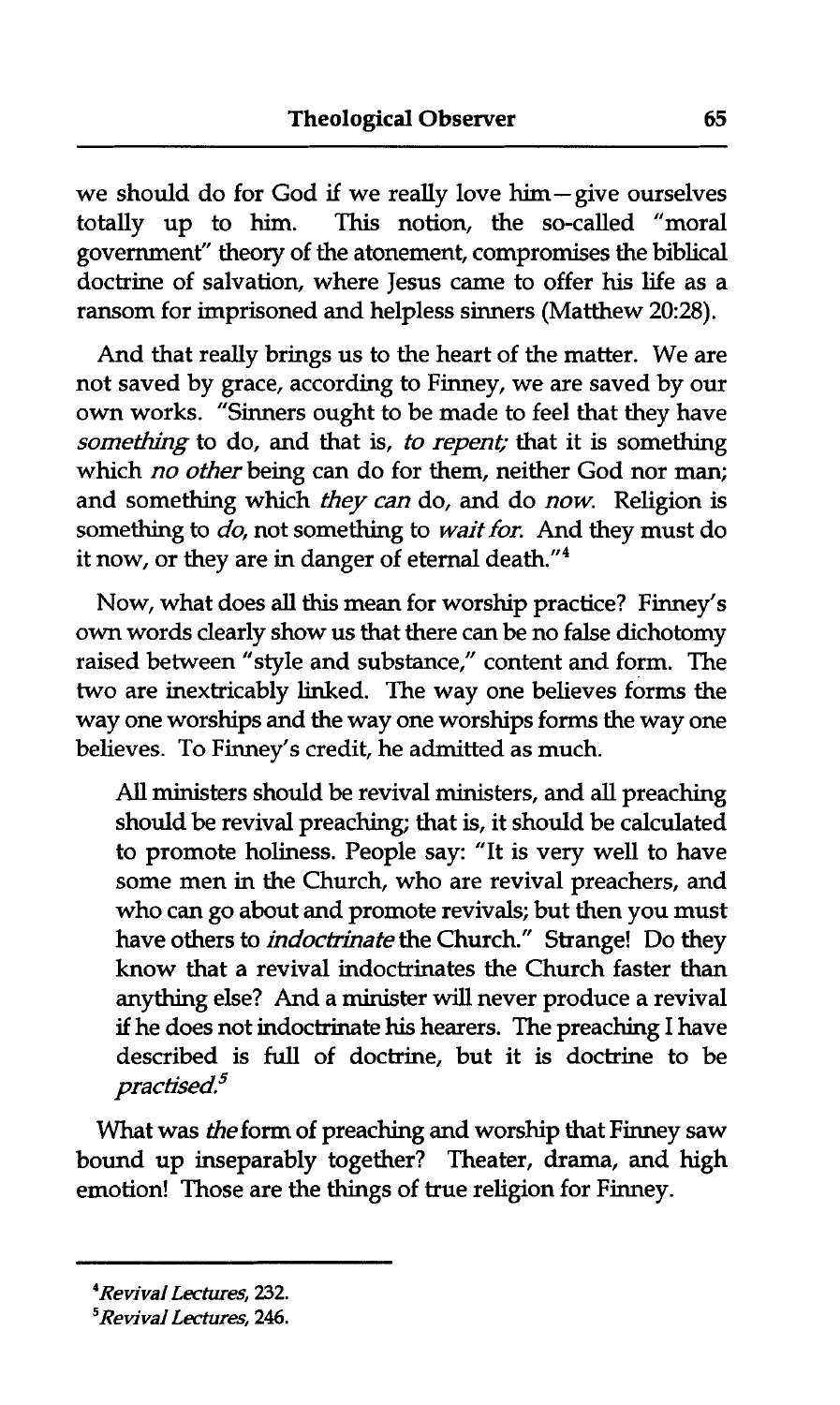we should do for God if we really love him—give ourselves totally up to him. This notion, the so-called "moral government" theory of the atonement, compromises the biblical doctrine of salvation, where Jesus came to offer his life as a ransom for imprisoned and helpless sinners (Matthew 20:28).

And that really brings us to the heart of the matter. We are not saved by grace, according to Finney, we are saved by our own works. "Sinners ought to be made to feel that they have *something* to do, and that is, *to repent;* that it is something which *no other* being can do for them, neither God nor man; and something which *they can* do, and do *now.* Religion is something to *do,* not something to *wait for.* And they must do it now, or they are in danger of eternal death."[4]

Now, what does all this mean for worship practice? Finney's own words clearly show us that there can be no false dichotomy raised between "style and substance," content and form. The two are inextricably linked. The way one believes forms the way one worships and the way one worships forms the way one believes. To Finney's credit, he admitted as much.

> All ministers should be revival ministers, and all preaching should be revival preaching; that is, it should be calculated to promote holiness. People say: "It is very well to have some men in the Church, who are revival preachers, and who can go about and promote revivals; but then you must have others to *indoctrinate* the Church." Strange! Do they know that a revival indoctrinates the Church faster than anything else? And a minister will never produce a revival if he does not indoctrinate his hearers. The preaching I have described is full of doctrine, but it is doctrine to be *practised.*[5]

What was *the* form of preaching and worship that Finney saw bound up inseparably together? Theater, drama, and high emotion! Those are the things of true religion for Finney.

---

[4] *Revival Lectures,* 232.

[5] *Revival Lectures,* 246.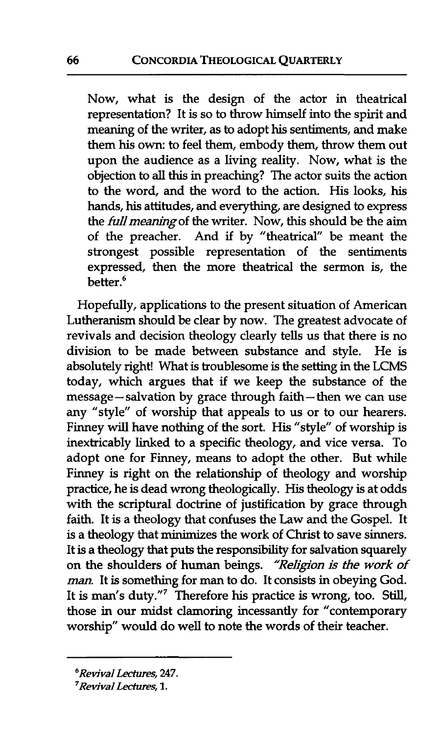> Now, what is the design of the actor in theatrical representation? It is so to throw himself into the spirit and meaning of the writer, as to adopt his sentiments, and make them his own: to feel them, embody them, throw them out upon the audience as a living reality. Now, what is the objection to all this in preaching? The actor suits the action to the word, and the word to the action. His looks, his hands, his attitudes, and everything, are designed to express the *full meaning* of the writer. Now, this should be the aim of the preacher. And if by "theatrical" be meant the strongest possible representation of the sentiments expressed, then the more theatrical the sermon is, the better.[6]

Hopefully, applications to the present situation of American Lutheranism should be clear by now. The greatest advocate of revivals and decision theology clearly tells us that there is no division to be made between substance and style. He is absolutely right! What is troublesome is the setting in the LCMS today, which argues that if we keep the substance of the message—salvation by grace through faith—then we can use any "style" of worship that appeals to us or to our hearers. Finney will have nothing of the sort. His "style" of worship is inextricably linked to a specific theology, and vice versa. To adopt one for Finney, means to adopt the other. But while Finney is right on the relationship of theology and worship practice, he is dead wrong theologically. His theology is at odds with the scriptural doctrine of justification by grace through faith. It is a theology that confuses the Law and the Gospel. It is a theology that minimizes the work of Christ to save sinners. It is a theology that puts the responsibility for salvation squarely on the shoulders of human beings. *"Religion is the work of man.* It is something for man to do. It consists in obeying God. It is man's duty."[7] Therefore his practice is wrong, too. Still, those in our midst clamoring incessantly for "contemporary worship" would do well to note the words of their teacher.

---

[6] *Revival Lectures*, 247.

[7] *Revival Lectures*, 1.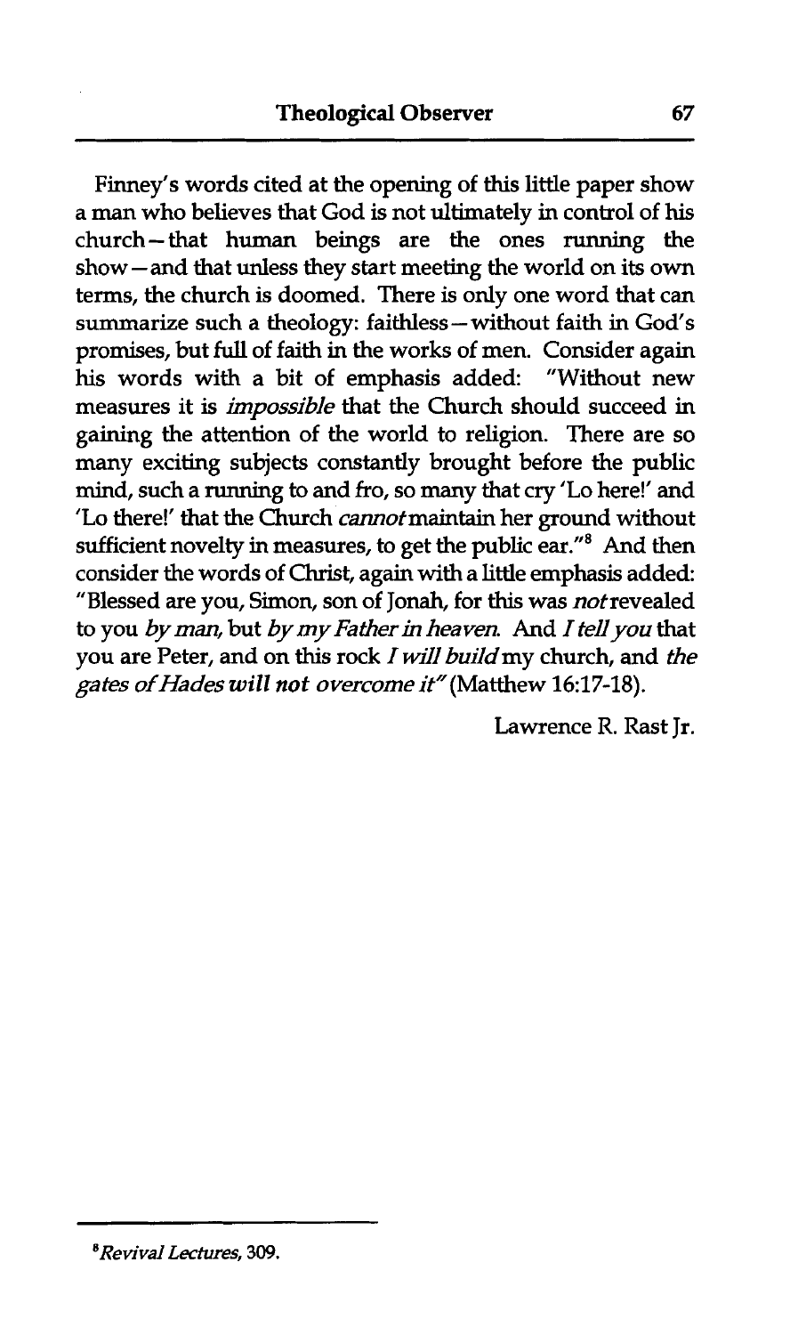Finney's words cited at the opening of this little paper show a man who believes that God is not ultimately in control of his church—that human beings are the ones running the show—and that unless they start meeting the world on its own terms, the church is doomed. There is only one word that can summarize such a theology: faithless—without faith in God's promises, but full of faith in the works of men. Consider again his words with a bit of emphasis added: "Without new measures it is *impossible* that the Church should succeed in gaining the attention of the world to religion. There are so many exciting subjects constantly brought before the public mind, such a running to and fro, so many that cry 'Lo here!' and 'Lo there!' that the Church *cannot* maintain her ground without sufficient novelty in measures, to get the public ear."[8] And then consider the words of Christ, again with a little emphasis added: "Blessed are you, Simon, son of Jonah, for this was *not* revealed to you *by man,* but *by my Father in heaven.* And *I tell you* that you are Peter, and on this rock *I will build* my church, and *the gates of Hades will not overcome it"* (Matthew 16:17-18).

Lawrence R. Rast Jr.

---

[8] *Revival Lectures,* 309.